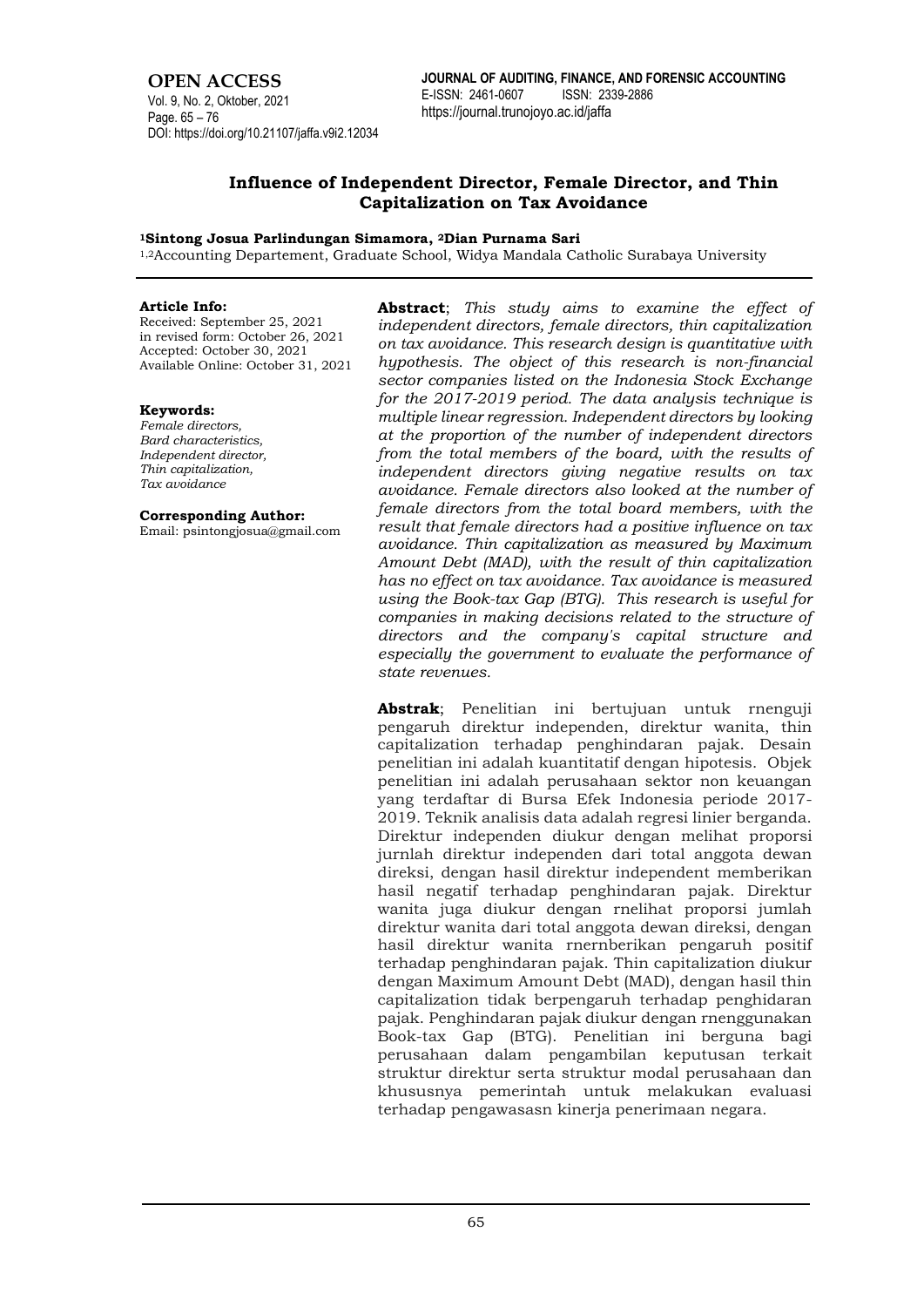**OPEN ACCESS**

Vol. 9, No. 2, Oktober, 2021
Page. 65 – 76
DOI: https://doi.org/10.21107/jaffa.v9i2.12034

**JOURNAL OF AUDITING, FINANCE, AND FORENSIC ACCOUNTING**
E-ISSN: 2461-0607 ISSN: 2339-2886
https://journal.trunojoyo.ac.id/jaffa

# Influence of Independent Director, Female Director, and Thin Capitalization on Tax Avoidance

**[1]Sintong Josua Parlindungan Simamora, [2]Dian Purnama Sari**

[1,2]Accounting Departement, Graduate School, Widya Mandala Catholic Surabaya University

**Article Info:**
Received: September 25, 2021
in revised form: October 26, 2021
Accepted: October 30, 2021
Available Online: October 31, 2021

**Keywords:**
*Female directors,*
*Bard characteristics,*
*Independent director,*
*Thin capitalization,*
*Tax avoidance*

**Corresponding Author:**
Email: psintongjosua@gmail.com

**Abstract**; *This study aims to examine the effect of independent directors, female directors, thin capitalization on tax avoidance. This research design is quantitative with hypothesis. The object of this research is non-financial sector companies listed on the Indonesia Stock Exchange for the 2017-2019 period. The data analysis technique is multiple linear regression. Independent directors by looking at the proportion of the number of independent directors from the total members of the board, with the results of independent directors giving negative results on tax avoidance. Female directors also looked at the number of female directors from the total board members, with the result that female directors had a positive influence on tax avoidance. Thin capitalization as measured by Maximum Amount Debt (MAD), with the result of thin capitalization has no effect on tax avoidance. Tax avoidance is measured using the Book-tax Gap (BTG). This research is useful for companies in making decisions related to the structure of directors and the company's capital structure and especially the government to evaluate the performance of state revenues.*

**Abstrak**; Penelitian ini bertujuan untuk rnenguji pengaruh direktur independen, direktur wanita, thin capitalization terhadap penghindaran pajak. Desain penelitian ini adalah kuantitatif dengan hipotesis. Objek penelitian ini adalah perusahaan sektor non keuangan yang terdaftar di Bursa Efek Indonesia periode 2017-2019. Teknik analisis data adalah regresi linier berganda. Direktur independen diukur dengan melihat proporsi jurnlah direktur independen dari total anggota dewan direksi, dengan hasil direktur independent memberikan hasil negatif terhadap penghindaran pajak. Direktur wanita juga diukur dengan rnelihat proporsi jumlah direktur wanita dari total anggota dewan direksi, dengan hasil direktur wanita rnernberikan pengaruh positif terhadap penghindaran pajak. Thin capitalization diukur dengan Maximum Amount Debt (MAD), dengan hasil thin capitalization tidak berpengaruh terhadap penghidaran pajak. Penghindaran pajak diukur dengan rnenggunakan Book-tax Gap (BTG). Penelitian ini berguna bagi perusahaan dalam pengambilan keputusan terkait struktur direktur serta struktur modal perusahaan dan khususnya pemerintah untuk melakukan evaluasi terhadap pengawasasn kinerja penerimaan negara.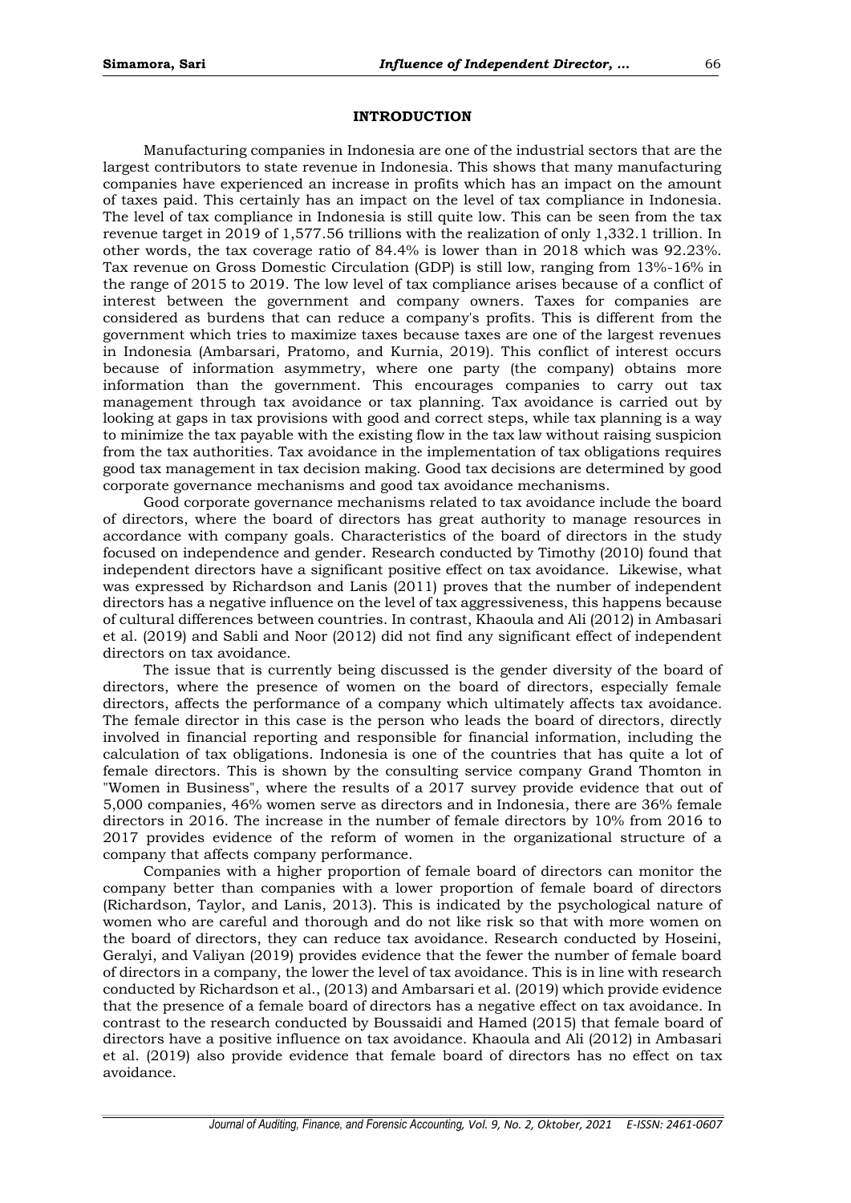## INTRODUCTION

Manufacturing companies in Indonesia are one of the industrial sectors that are the largest contributors to state revenue in Indonesia. This shows that many manufacturing companies have experienced an increase in profits which has an impact on the amount of taxes paid. This certainly has an impact on the level of tax compliance in Indonesia. The level of tax compliance in Indonesia is still quite low. This can be seen from the tax revenue target in 2019 of 1,577.56 trillions with the realization of only 1,332.1 trillion. In other words, the tax coverage ratio of 84.4% is lower than in 2018 which was 92.23%. Tax revenue on Gross Domestic Circulation (GDP) is still low, ranging from 13%-16% in the range of 2015 to 2019. The low level of tax compliance arises because of a conflict of interest between the government and company owners. Taxes for companies are considered as burdens that can reduce a company's profits. This is different from the government which tries to maximize taxes because taxes are one of the largest revenues in Indonesia (Ambarsari, Pratomo, and Kurnia, 2019). This conflict of interest occurs because of information asymmetry, where one party (the company) obtains more information than the government. This encourages companies to carry out tax management through tax avoidance or tax planning. Tax avoidance is carried out by looking at gaps in tax provisions with good and correct steps, while tax planning is a way to minimize the tax payable with the existing flow in the tax law without raising suspicion from the tax authorities. Tax avoidance in the implementation of tax obligations requires good tax management in tax decision making. Good tax decisions are determined by good corporate governance mechanisms and good tax avoidance mechanisms.

Good corporate governance mechanisms related to tax avoidance include the board of directors, where the board of directors has great authority to manage resources in accordance with company goals. Characteristics of the board of directors in the study focused on independence and gender. Research conducted by Timothy (2010) found that independent directors have a significant positive effect on tax avoidance. Likewise, what was expressed by Richardson and Lanis (2011) proves that the number of independent directors has a negative influence on the level of tax aggressiveness, this happens because of cultural differences between countries. In contrast, Khaoula and Ali (2012) in Ambasari et al. (2019) and Sabli and Noor (2012) did not find any significant effect of independent directors on tax avoidance.

The issue that is currently being discussed is the gender diversity of the board of directors, where the presence of women on the board of directors, especially female directors, affects the performance of a company which ultimately affects tax avoidance. The female director in this case is the person who leads the board of directors, directly involved in financial reporting and responsible for financial information, including the calculation of tax obligations. Indonesia is one of the countries that has quite a lot of female directors. This is shown by the consulting service company Grand Thomton in "Women in Business", where the results of a 2017 survey provide evidence that out of 5,000 companies, 46% women serve as directors and in Indonesia, there are 36% female directors in 2016. The increase in the number of female directors by 10% from 2016 to 2017 provides evidence of the reform of women in the organizational structure of a company that affects company performance.

Companies with a higher proportion of female board of directors can monitor the company better than companies with a lower proportion of female board of directors (Richardson, Taylor, and Lanis, 2013). This is indicated by the psychological nature of women who are careful and thorough and do not like risk so that with more women on the board of directors, they can reduce tax avoidance. Research conducted by Hoseini, Geralyi, and Valiyan (2019) provides evidence that the fewer the number of female board of directors in a company, the lower the level of tax avoidance. This is in line with research conducted by Richardson et al., (2013) and Ambarsari et al. (2019) which provide evidence that the presence of a female board of directors has a negative effect on tax avoidance. In contrast to the research conducted by Boussaidi and Hamed (2015) that female board of directors have a positive influence on tax avoidance. Khaoula and Ali (2012) in Ambasari et al. (2019) also provide evidence that female board of directors has no effect on tax avoidance.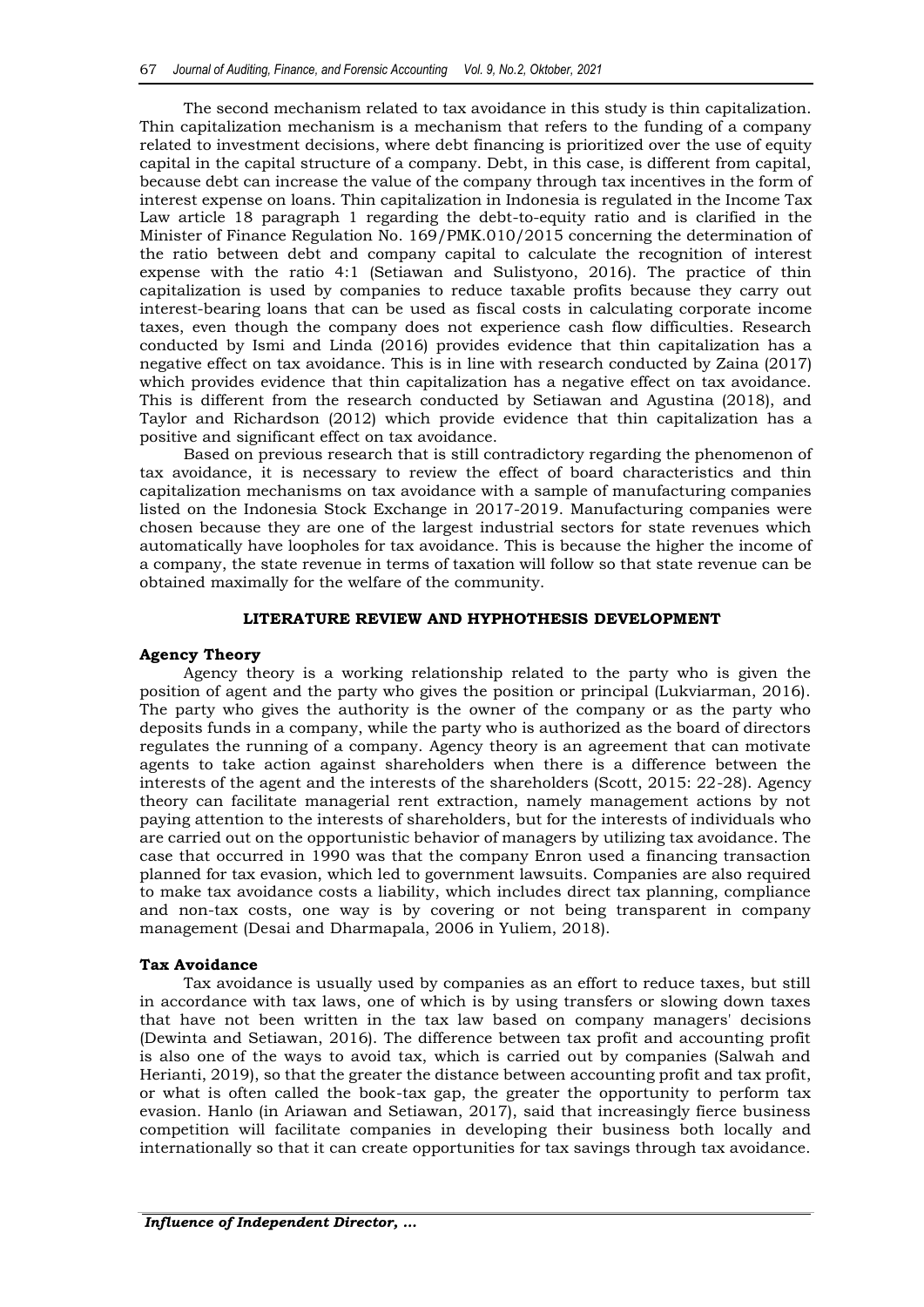The second mechanism related to tax avoidance in this study is thin capitalization. Thin capitalization mechanism is a mechanism that refers to the funding of a company related to investment decisions, where debt financing is prioritized over the use of equity capital in the capital structure of a company. Debt, in this case, is different from capital, because debt can increase the value of the company through tax incentives in the form of interest expense on loans. Thin capitalization in Indonesia is regulated in the Income Tax Law article 18 paragraph 1 regarding the debt-to-equity ratio and is clarified in the Minister of Finance Regulation No. 169/PMK.010/2015 concerning the determination of the ratio between debt and company capital to calculate the recognition of interest expense with the ratio 4:1 (Setiawan and Sulistyono, 2016). The practice of thin capitalization is used by companies to reduce taxable profits because they carry out interest-bearing loans that can be used as fiscal costs in calculating corporate income taxes, even though the company does not experience cash flow difficulties. Research conducted by Ismi and Linda (2016) provides evidence that thin capitalization has a negative effect on tax avoidance. This is in line with research conducted by Zaina (2017) which provides evidence that thin capitalization has a negative effect on tax avoidance. This is different from the research conducted by Setiawan and Agustina (2018), and Taylor and Richardson (2012) which provide evidence that thin capitalization has a positive and significant effect on tax avoidance.

Based on previous research that is still contradictory regarding the phenomenon of tax avoidance, it is necessary to review the effect of board characteristics and thin capitalization mechanisms on tax avoidance with a sample of manufacturing companies listed on the Indonesia Stock Exchange in 2017-2019. Manufacturing companies were chosen because they are one of the largest industrial sectors for state revenues which automatically have loopholes for tax avoidance. This is because the higher the income of a company, the state revenue in terms of taxation will follow so that state revenue can be obtained maximally for the welfare of the community.

## LITERATURE REVIEW AND HYPHOTHESIS DEVELOPMENT

### Agency Theory

Agency theory is a working relationship related to the party who is given the position of agent and the party who gives the position or principal (Lukviarman, 2016). The party who gives the authority is the owner of the company or as the party who deposits funds in a company, while the party who is authorized as the board of directors regulates the running of a company. Agency theory is an agreement that can motivate agents to take action against shareholders when there is a difference between the interests of the agent and the interests of the shareholders (Scott, 2015: 22-28). Agency theory can facilitate managerial rent extraction, namely management actions by not paying attention to the interests of shareholders, but for the interests of individuals who are carried out on the opportunistic behavior of managers by utilizing tax avoidance. The case that occurred in 1990 was that the company Enron used a financing transaction planned for tax evasion, which led to government lawsuits. Companies are also required to make tax avoidance costs a liability, which includes direct tax planning, compliance and non-tax costs, one way is by covering or not being transparent in company management (Desai and Dharmapala, 2006 in Yuliem, 2018).

### Tax Avoidance

Tax avoidance is usually used by companies as an effort to reduce taxes, but still in accordance with tax laws, one of which is by using transfers or slowing down taxes that have not been written in the tax law based on company managers' decisions (Dewinta and Setiawan, 2016). The difference between tax profit and accounting profit is also one of the ways to avoid tax, which is carried out by companies (Salwah and Herianti, 2019), so that the greater the distance between accounting profit and tax profit, or what is often called the book-tax gap, the greater the opportunity to perform tax evasion. Hanlo (in Ariawan and Setiawan, 2017), said that increasingly fierce business competition will facilitate companies in developing their business both locally and internationally so that it can create opportunities for tax savings through tax avoidance.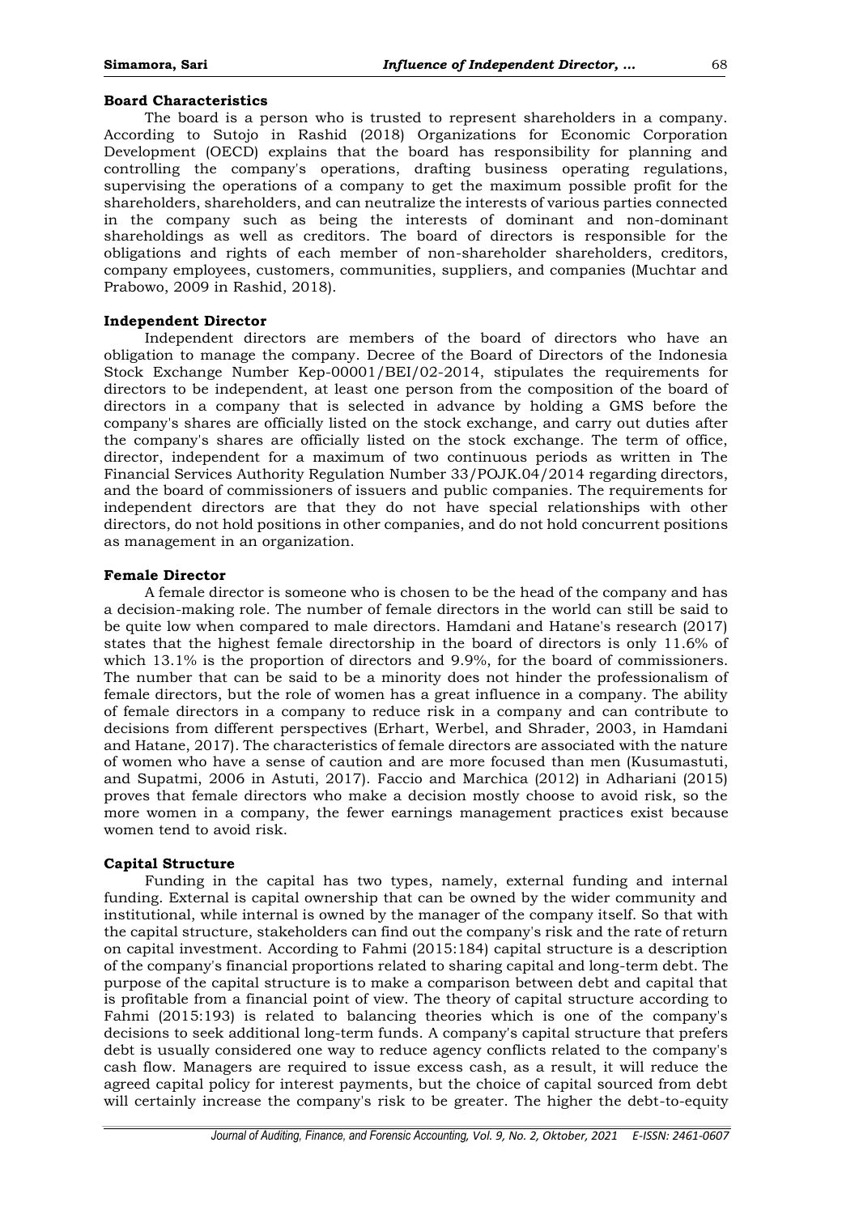### Board Characteristics

The board is a person who is trusted to represent shareholders in a company. According to Sutojo in Rashid (2018) Organizations for Economic Corporation Development (OECD) explains that the board has responsibility for planning and controlling the company's operations, drafting business operating regulations, supervising the operations of a company to get the maximum possible profit for the shareholders, shareholders, and can neutralize the interests of various parties connected in the company such as being the interests of dominant and non-dominant shareholdings as well as creditors. The board of directors is responsible for the obligations and rights of each member of non-shareholder shareholders, creditors, company employees, customers, communities, suppliers, and companies (Muchtar and Prabowo, 2009 in Rashid, 2018).

### Independent Director

Independent directors are members of the board of directors who have an obligation to manage the company. Decree of the Board of Directors of the Indonesia Stock Exchange Number Kep-00001/BEI/02-2014, stipulates the requirements for directors to be independent, at least one person from the composition of the board of directors in a company that is selected in advance by holding a GMS before the company's shares are officially listed on the stock exchange, and carry out duties after the company's shares are officially listed on the stock exchange. The term of office, director, independent for a maximum of two continuous periods as written in The Financial Services Authority Regulation Number 33/POJK.04/2014 regarding directors, and the board of commissioners of issuers and public companies. The requirements for independent directors are that they do not have special relationships with other directors, do not hold positions in other companies, and do not hold concurrent positions as management in an organization.

### Female Director

A female director is someone who is chosen to be the head of the company and has a decision-making role. The number of female directors in the world can still be said to be quite low when compared to male directors. Hamdani and Hatane's research (2017) states that the highest female directorship in the board of directors is only 11.6% of which 13.1% is the proportion of directors and 9.9%, for the board of commissioners. The number that can be said to be a minority does not hinder the professionalism of female directors, but the role of women has a great influence in a company. The ability of female directors in a company to reduce risk in a company and can contribute to decisions from different perspectives (Erhart, Werbel, and Shrader, 2003, in Hamdani and Hatane, 2017). The characteristics of female directors are associated with the nature of women who have a sense of caution and are more focused than men (Kusumastuti, and Supatmi, 2006 in Astuti, 2017). Faccio and Marchica (2012) in Adhariani (2015) proves that female directors who make a decision mostly choose to avoid risk, so the more women in a company, the fewer earnings management practices exist because women tend to avoid risk.

### Capital Structure

Funding in the capital has two types, namely, external funding and internal funding. External is capital ownership that can be owned by the wider community and institutional, while internal is owned by the manager of the company itself. So that with the capital structure, stakeholders can find out the company's risk and the rate of return on capital investment. According to Fahmi (2015:184) capital structure is a description of the company's financial proportions related to sharing capital and long-term debt. The purpose of the capital structure is to make a comparison between debt and capital that is profitable from a financial point of view. The theory of capital structure according to Fahmi (2015:193) is related to balancing theories which is one of the company's decisions to seek additional long-term funds. A company's capital structure that prefers debt is usually considered one way to reduce agency conflicts related to the company's cash flow. Managers are required to issue excess cash, as a result, it will reduce the agreed capital policy for interest payments, but the choice of capital sourced from debt will certainly increase the company's risk to be greater. The higher the debt-to-equity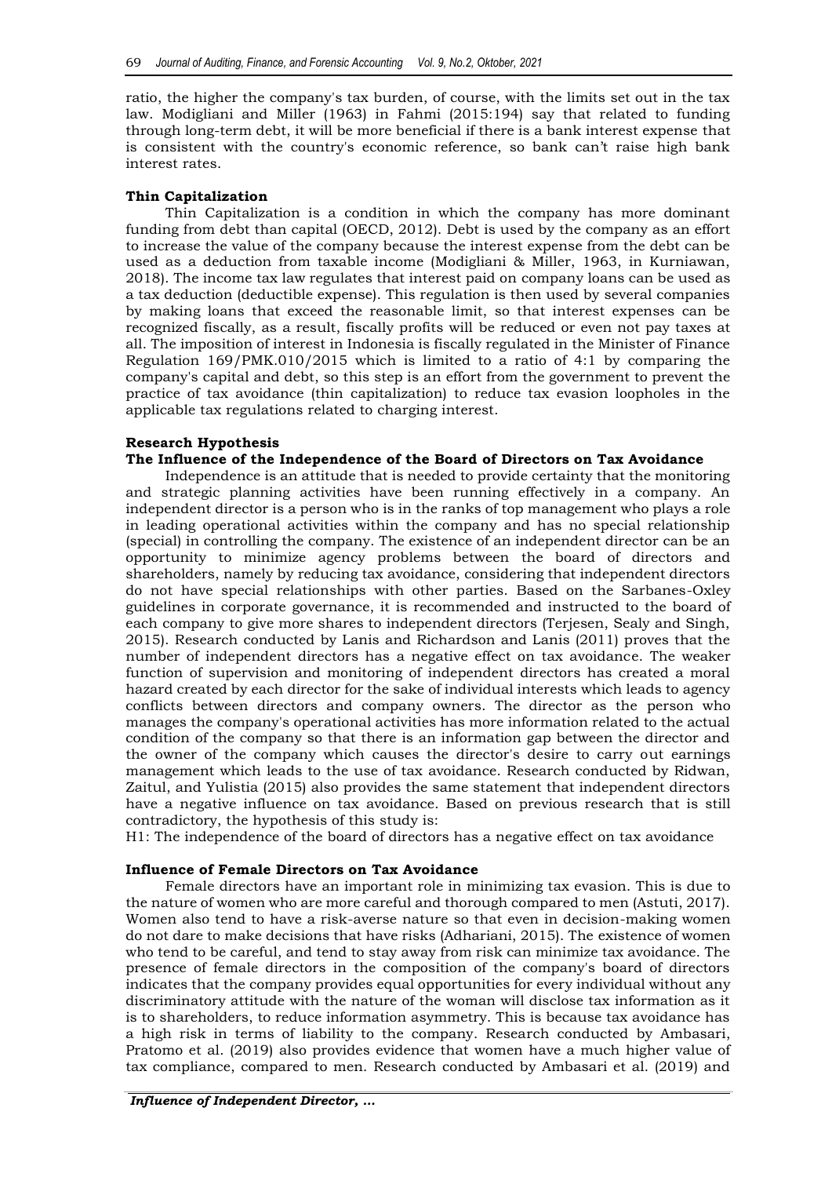ratio, the higher the company's tax burden, of course, with the limits set out in the tax law. Modigliani and Miller (1963) in Fahmi (2015:194) say that related to funding through long-term debt, it will be more beneficial if there is a bank interest expense that is consistent with the country's economic reference, so bank can't raise high bank interest rates.

### Thin Capitalization

Thin Capitalization is a condition in which the company has more dominant funding from debt than capital (OECD, 2012). Debt is used by the company as an effort to increase the value of the company because the interest expense from the debt can be used as a deduction from taxable income (Modigliani & Miller, 1963, in Kurniawan, 2018). The income tax law regulates that interest paid on company loans can be used as a tax deduction (deductible expense). This regulation is then used by several companies by making loans that exceed the reasonable limit, so that interest expenses can be recognized fiscally, as a result, fiscally profits will be reduced or even not pay taxes at all. The imposition of interest in Indonesia is fiscally regulated in the Minister of Finance Regulation 169/PMK.010/2015 which is limited to a ratio of 4:1 by comparing the company's capital and debt, so this step is an effort from the government to prevent the practice of tax avoidance (thin capitalization) to reduce tax evasion loopholes in the applicable tax regulations related to charging interest.

### Research Hypothesis

#### The Influence of the Independence of the Board of Directors on Tax Avoidance

Independence is an attitude that is needed to provide certainty that the monitoring and strategic planning activities have been running effectively in a company. An independent director is a person who is in the ranks of top management who plays a role in leading operational activities within the company and has no special relationship (special) in controlling the company. The existence of an independent director can be an opportunity to minimize agency problems between the board of directors and shareholders, namely by reducing tax avoidance, considering that independent directors do not have special relationships with other parties. Based on the Sarbanes-Oxley guidelines in corporate governance, it is recommended and instructed to the board of each company to give more shares to independent directors (Terjesen, Sealy and Singh, 2015). Research conducted by Lanis and Richardson and Lanis (2011) proves that the number of independent directors has a negative effect on tax avoidance. The weaker function of supervision and monitoring of independent directors has created a moral hazard created by each director for the sake of individual interests which leads to agency conflicts between directors and company owners. The director as the person who manages the company's operational activities has more information related to the actual condition of the company so that there is an information gap between the director and the owner of the company which causes the director's desire to carry out earnings management which leads to the use of tax avoidance. Research conducted by Ridwan, Zaitul, and Yulistia (2015) also provides the same statement that independent directors have a negative influence on tax avoidance. Based on previous research that is still contradictory, the hypothesis of this study is:

H1: The independence of the board of directors has a negative effect on tax avoidance

#### Influence of Female Directors on Tax Avoidance

Female directors have an important role in minimizing tax evasion. This is due to the nature of women who are more careful and thorough compared to men (Astuti, 2017). Women also tend to have a risk-averse nature so that even in decision-making women do not dare to make decisions that have risks (Adhariani, 2015). The existence of women who tend to be careful, and tend to stay away from risk can minimize tax avoidance. The presence of female directors in the composition of the company's board of directors indicates that the company provides equal opportunities for every individual without any discriminatory attitude with the nature of the woman will disclose tax information as it is to shareholders, to reduce information asymmetry. This is because tax avoidance has a high risk in terms of liability to the company. Research conducted by Ambasari, Pratomo et al. (2019) also provides evidence that women have a much higher value of tax compliance, compared to men. Research conducted by Ambasari et al. (2019) and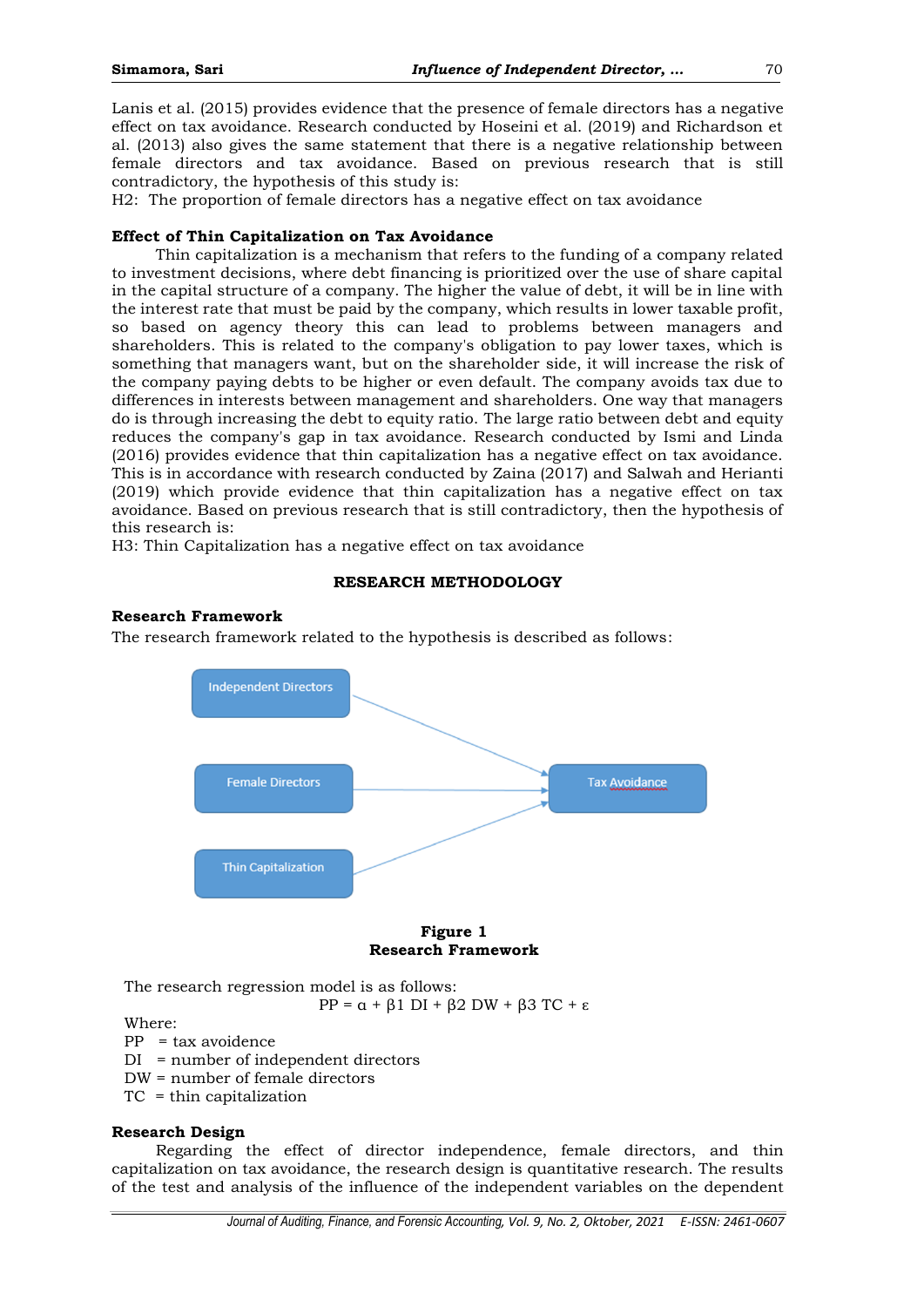Lanis et al. (2015) provides evidence that the presence of female directors has a negative effect on tax avoidance. Research conducted by Hoseini et al. (2019) and Richardson et al. (2013) also gives the same statement that there is a negative relationship between female directors and tax avoidance. Based on previous research that is still contradictory, the hypothesis of this study is:

H2: The proportion of female directors has a negative effect on tax avoidance

**Effect of Thin Capitalization on Tax Avoidance**

Thin capitalization is a mechanism that refers to the funding of a company related to investment decisions, where debt financing is prioritized over the use of share capital in the capital structure of a company. The higher the value of debt, it will be in line with the interest rate that must be paid by the company, which results in lower taxable profit, so based on agency theory this can lead to problems between managers and shareholders. This is related to the company's obligation to pay lower taxes, which is something that managers want, but on the shareholder side, it will increase the risk of the company paying debts to be higher or even default. The company avoids tax due to differences in interests between management and shareholders. One way that managers do is through increasing the debt to equity ratio. The large ratio between debt and equity reduces the company's gap in tax avoidance. Research conducted by Ismi and Linda (2016) provides evidence that thin capitalization has a negative effect on tax avoidance. This is in accordance with research conducted by Zaina (2017) and Salwah and Herianti (2019) which provide evidence that thin capitalization has a negative effect on tax avoidance. Based on previous research that is still contradictory, then the hypothesis of this research is:

H3: Thin Capitalization has a negative effect on tax avoidance

## RESEARCH METHODOLOGY

**Research Framework**

The research framework related to the hypothesis is described as follows:

Independent Directors → Tax Avoidance

Female Directors → Tax Avoidance

Thin Capitalization → Tax Avoidance

**Figure 1**
**Research Framework**

The research regression model is as follows:

$$PP = \alpha + \beta 1\ DI + \beta 2\ DW + \beta 3\ TC + \varepsilon$$

Where:

PP = tax avoidence
DI = number of independent directors
DW = number of female directors
TC = thin capitalization

**Research Design**

Regarding the effect of director independence, female directors, and thin capitalization on tax avoidance, the research design is quantitative research. The results of the test and analysis of the influence of the independent variables on the dependent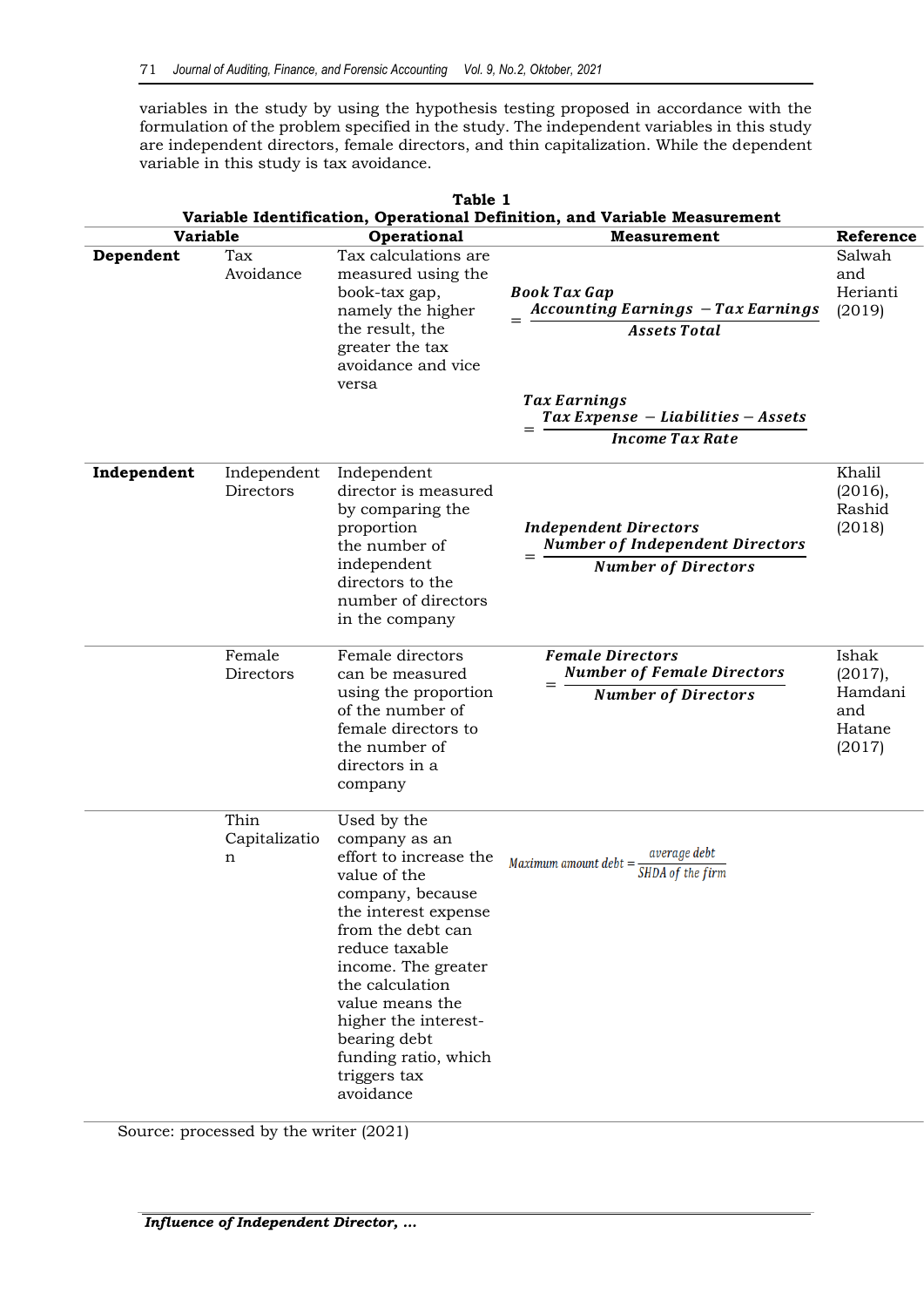variables in the study by using the hypothesis testing proposed in accordance with the formulation of the problem specified in the study. The independent variables in this study are independent directors, female directors, and thin capitalization. While the dependent variable in this study is tax avoidance.

**Table 1**
**Variable Identification, Operational Definition, and Variable Measurement**

| Variable | | Operational | Measurement | Reference |
|---|---|---|---|---|
| **Dependent** | Tax Avoidance | Tax calculations are measured using the book-tax gap, namely the higher the result, the greater the tax avoidance and vice versa | $\textit{Book Tax Gap} = \dfrac{\textit{Accounting Earnings} - \textit{Tax Earnings}}{\textit{Assets Total}}$ <br><br> $\textit{Tax Earnings} = \dfrac{\textit{Tax Expense} - \textit{Liabilities} - \textit{Assets}}{\textit{Income Tax Rate}}$ | Salwah and Herianti (2019) |
| **Independent** | Independent Directors | Independent director is measured by comparing the proportion the number of independent directors to the number of directors in the company | $\textit{Independent Directors} = \dfrac{\textit{Number of Independent Directors}}{\textit{Number of Directors}}$ | Khalil (2016), Rashid (2018) |
| | Female Directors | Female directors can be measured using the proportion of the number of female directors to the number of directors in a company | $\textit{Female Directors} = \dfrac{\textit{Number of Female Directors}}{\textit{Number of Directors}}$ | Ishak (2017), Hamdani and Hatane (2017) |
| | Thin Capitalization | Used by the company as an effort to increase the value of the company, because the interest expense from the debt can reduce taxable income. The greater the calculation value means the higher the interest-bearing debt funding ratio, which triggers tax avoidance | $\textit{Maximum amount debt} = \dfrac{\textit{average debt}}{\textit{SHDA of the firm}}$ | |

Source: processed by the writer (2021)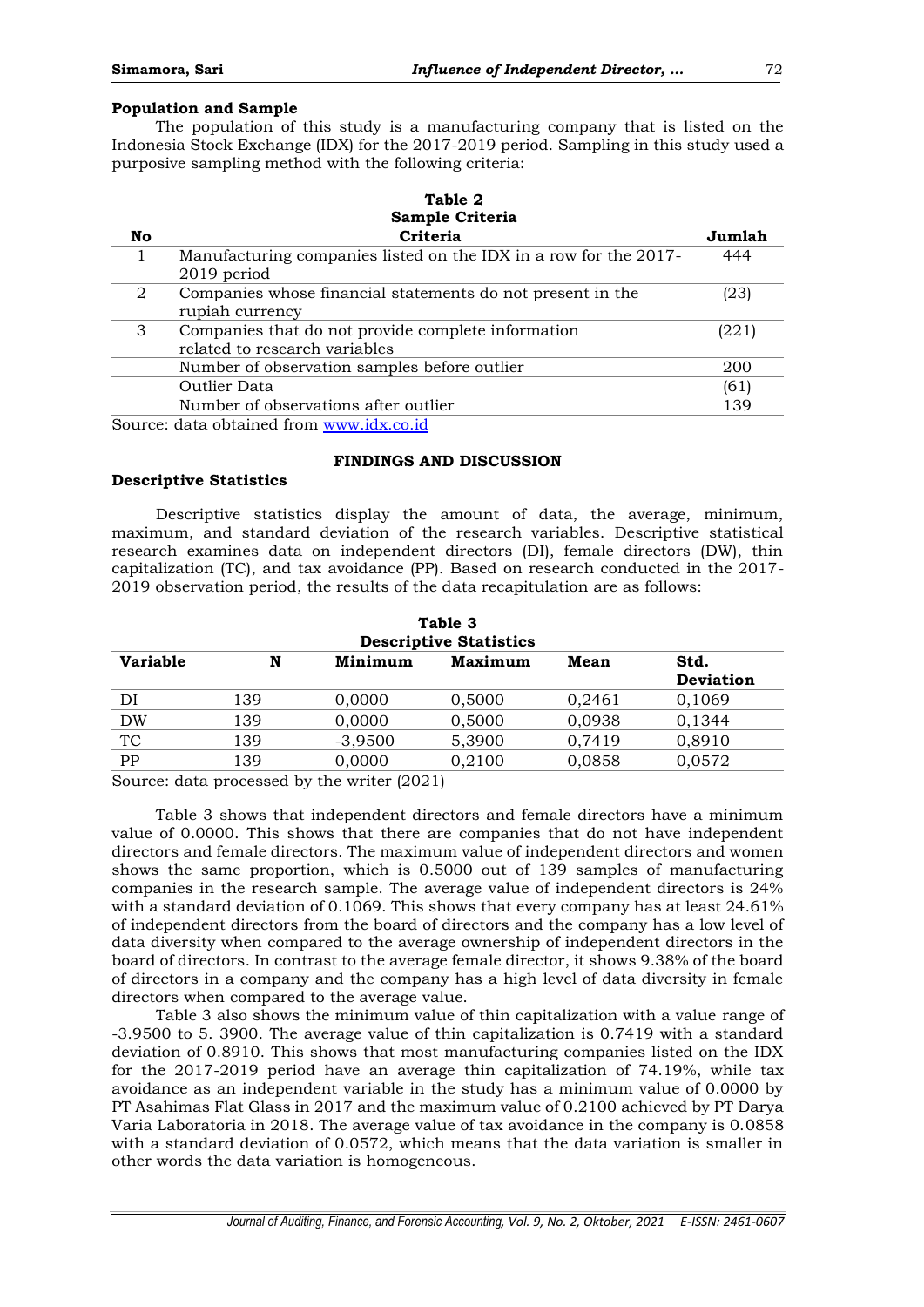**Population and Sample**

The population of this study is a manufacturing company that is listed on the Indonesia Stock Exchange (IDX) for the 2017-2019 period. Sampling in this study used a purposive sampling method with the following criteria:

**Table 2**
**Sample Criteria**

| No | Criteria | Jumlah |
|---|---|---|
| 1 | Manufacturing companies listed on the IDX in a row for the 2017-2019 period | 444 |
| 2 | Companies whose financial statements do not present in the rupiah currency | (23) |
| 3 | Companies that do not provide complete information related to research variables | (221) |
| | Number of observation samples before outlier | 200 |
| | Outlier Data | (61) |
| | Number of observations after outlier | 139 |

Source: data obtained from www.idx.co.id

## FINDINGS AND DISCUSSION

**Descriptive Statistics**

Descriptive statistics display the amount of data, the average, minimum, maximum, and standard deviation of the research variables. Descriptive statistical research examines data on independent directors (DI), female directors (DW), thin capitalization (TC), and tax avoidance (PP). Based on research conducted in the 2017-2019 observation period, the results of the data recapitulation are as follows:

**Table 3**
**Descriptive Statistics**

| Variable | N | Minimum | Maximum | Mean | Std. Deviation |
|---|---|---|---|---|---|
| DI | 139 | 0,0000 | 0,5000 | 0,2461 | 0,1069 |
| DW | 139 | 0,0000 | 0,5000 | 0,0938 | 0,1344 |
| TC | 139 | -3,9500 | 5,3900 | 0,7419 | 0,8910 |
| PP | 139 | 0,0000 | 0,2100 | 0,0858 | 0,0572 |

Source: data processed by the writer (2021)

Table 3 shows that independent directors and female directors have a minimum value of 0.0000. This shows that there are companies that do not have independent directors and female directors. The maximum value of independent directors and women shows the same proportion, which is 0.5000 out of 139 samples of manufacturing companies in the research sample. The average value of independent directors is 24% with a standard deviation of 0.1069. This shows that every company has at least 24.61% of independent directors from the board of directors and the company has a low level of data diversity when compared to the average ownership of independent directors in the board of directors. In contrast to the average female director, it shows 9.38% of the board of directors in a company and the company has a high level of data diversity in female directors when compared to the average value.

Table 3 also shows the minimum value of thin capitalization with a value range of -3.9500 to 5. 3900. The average value of thin capitalization is 0.7419 with a standard deviation of 0.8910. This shows that most manufacturing companies listed on the IDX for the 2017-2019 period have an average thin capitalization of 74.19%, while tax avoidance as an independent variable in the study has a minimum value of 0.0000 by PT Asahimas Flat Glass in 2017 and the maximum value of 0.2100 achieved by PT Darya Varia Laboratoria in 2018. The average value of tax avoidance in the company is 0.0858 with a standard deviation of 0.0572, which means that the data variation is smaller in other words the data variation is homogeneous.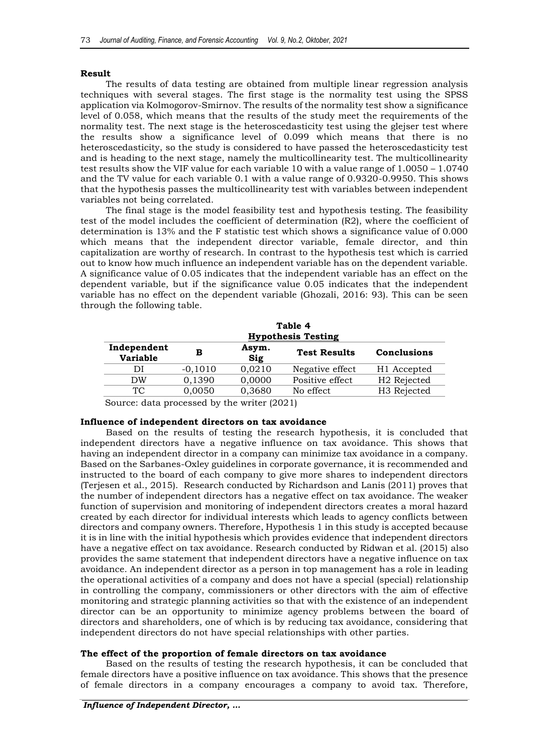### Result

The results of data testing are obtained from multiple linear regression analysis techniques with several stages. The first stage is the normality test using the SPSS application via Kolmogorov-Smirnov. The results of the normality test show a significance level of 0.058, which means that the results of the study meet the requirements of the normality test. The next stage is the heteroscedasticity test using the glejser test where the results show a significance level of 0.099 which means that there is no heteroscedasticity, so the study is considered to have passed the heteroscedasticity test and is heading to the next stage, namely the multicollinearity test. The multicollinearity test results show the VIF value for each variable 10 with a value range of 1.0050 – 1.0740 and the TV value for each variable 0.1 with a value range of 0.9320-0.9950. This shows that the hypothesis passes the multicollinearity test with variables between independent variables not being correlated.

The final stage is the model feasibility test and hypothesis testing. The feasibility test of the model includes the coefficient of determination (R2), where the coefficient of determination is 13% and the F statistic test which shows a significance value of 0.000 which means that the independent director variable, female director, and thin capitalization are worthy of research. In contrast to the hypothesis test which is carried out to know how much influence an independent variable has on the dependent variable. A significance value of 0.05 indicates that the independent variable has an effect on the dependent variable, but if the significance value 0.05 indicates that the independent variable has no effect on the dependent variable (Ghozali, 2016: 93). This can be seen through the following table.

**Table 4**
**Hypothesis Testing**

| Independent Variable | B | Asym. Sig | Test Results | Conclusions |
|---|---|---|---|---|
| DI | -0,1010 | 0,0210 | Negative effect | H1 Accepted |
| DW | 0,1390 | 0,0000 | Positive effect | H2 Rejected |
| TC | 0,0050 | 0,3680 | No effect | H3 Rejected |

Source: data processed by the writer (2021)

### Influence of independent directors on tax avoidance

Based on the results of testing the research hypothesis, it is concluded that independent directors have a negative influence on tax avoidance. This shows that having an independent director in a company can minimize tax avoidance in a company. Based on the Sarbanes-Oxley guidelines in corporate governance, it is recommended and instructed to the board of each company to give more shares to independent directors (Terjesen et al., 2015). Research conducted by Richardson and Lanis (2011) proves that the number of independent directors has a negative effect on tax avoidance. The weaker function of supervision and monitoring of independent directors creates a moral hazard created by each director for individual interests which leads to agency conflicts between directors and company owners. Therefore, Hypothesis 1 in this study is accepted because it is in line with the initial hypothesis which provides evidence that independent directors have a negative effect on tax avoidance. Research conducted by Ridwan et al. (2015) also provides the same statement that independent directors have a negative influence on tax avoidance. An independent director as a person in top management has a role in leading the operational activities of a company and does not have a special (special) relationship in controlling the company, commissioners or other directors with the aim of effective monitoring and strategic planning activities so that with the existence of an independent director can be an opportunity to minimize agency problems between the board of directors and shareholders, one of which is by reducing tax avoidance, considering that independent directors do not have special relationships with other parties.

### The effect of the proportion of female directors on tax avoidance

Based on the results of testing the research hypothesis, it can be concluded that female directors have a positive influence on tax avoidance. This shows that the presence of female directors in a company encourages a company to avoid tax. Therefore,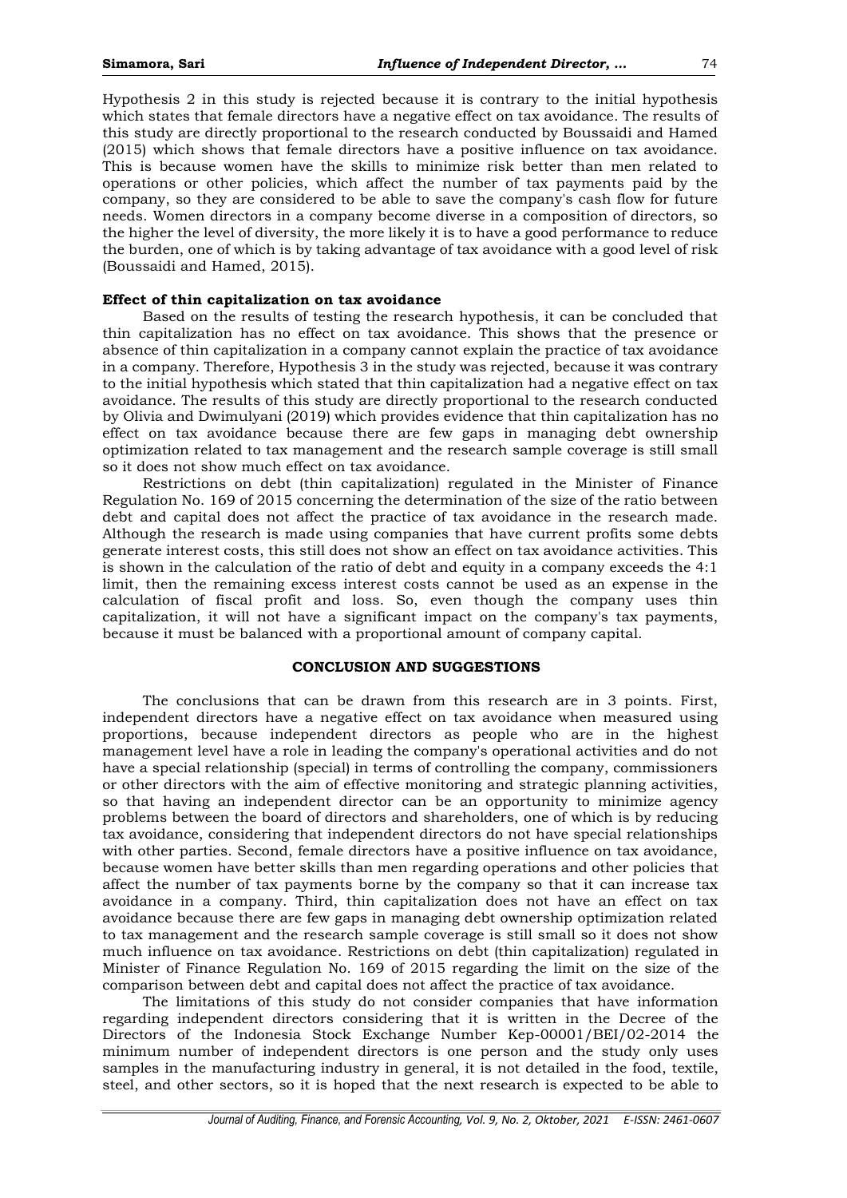Hypothesis 2 in this study is rejected because it is contrary to the initial hypothesis which states that female directors have a negative effect on tax avoidance. The results of this study are directly proportional to the research conducted by Boussaidi and Hamed (2015) which shows that female directors have a positive influence on tax avoidance. This is because women have the skills to minimize risk better than men related to operations or other policies, which affect the number of tax payments paid by the company, so they are considered to be able to save the company's cash flow for future needs. Women directors in a company become diverse in a composition of directors, so the higher the level of diversity, the more likely it is to have a good performance to reduce the burden, one of which is by taking advantage of tax avoidance with a good level of risk (Boussaidi and Hamed, 2015).

### Effect of thin capitalization on tax avoidance

Based on the results of testing the research hypothesis, it can be concluded that thin capitalization has no effect on tax avoidance. This shows that the presence or absence of thin capitalization in a company cannot explain the practice of tax avoidance in a company. Therefore, Hypothesis 3 in the study was rejected, because it was contrary to the initial hypothesis which stated that thin capitalization had a negative effect on tax avoidance. The results of this study are directly proportional to the research conducted by Olivia and Dwimulyani (2019) which provides evidence that thin capitalization has no effect on tax avoidance because there are few gaps in managing debt ownership optimization related to tax management and the research sample coverage is still small so it does not show much effect on tax avoidance.

Restrictions on debt (thin capitalization) regulated in the Minister of Finance Regulation No. 169 of 2015 concerning the determination of the size of the ratio between debt and capital does not affect the practice of tax avoidance in the research made. Although the research is made using companies that have current profits some debts generate interest costs, this still does not show an effect on tax avoidance activities. This is shown in the calculation of the ratio of debt and equity in a company exceeds the 4:1 limit, then the remaining excess interest costs cannot be used as an expense in the calculation of fiscal profit and loss. So, even though the company uses thin capitalization, it will not have a significant impact on the company's tax payments, because it must be balanced with a proportional amount of company capital.

## CONCLUSION AND SUGGESTIONS

The conclusions that can be drawn from this research are in 3 points. First, independent directors have a negative effect on tax avoidance when measured using proportions, because independent directors as people who are in the highest management level have a role in leading the company's operational activities and do not have a special relationship (special) in terms of controlling the company, commissioners or other directors with the aim of effective monitoring and strategic planning activities, so that having an independent director can be an opportunity to minimize agency problems between the board of directors and shareholders, one of which is by reducing tax avoidance, considering that independent directors do not have special relationships with other parties. Second, female directors have a positive influence on tax avoidance, because women have better skills than men regarding operations and other policies that affect the number of tax payments borne by the company so that it can increase tax avoidance in a company. Third, thin capitalization does not have an effect on tax avoidance because there are few gaps in managing debt ownership optimization related to tax management and the research sample coverage is still small so it does not show much influence on tax avoidance. Restrictions on debt (thin capitalization) regulated in Minister of Finance Regulation No. 169 of 2015 regarding the limit on the size of the comparison between debt and capital does not affect the practice of tax avoidance.

The limitations of this study do not consider companies that have information regarding independent directors considering that it is written in the Decree of the Directors of the Indonesia Stock Exchange Number Kep-00001/BEI/02-2014 the minimum number of independent directors is one person and the study only uses samples in the manufacturing industry in general, it is not detailed in the food, textile, steel, and other sectors, so it is hoped that the next research is expected to be able to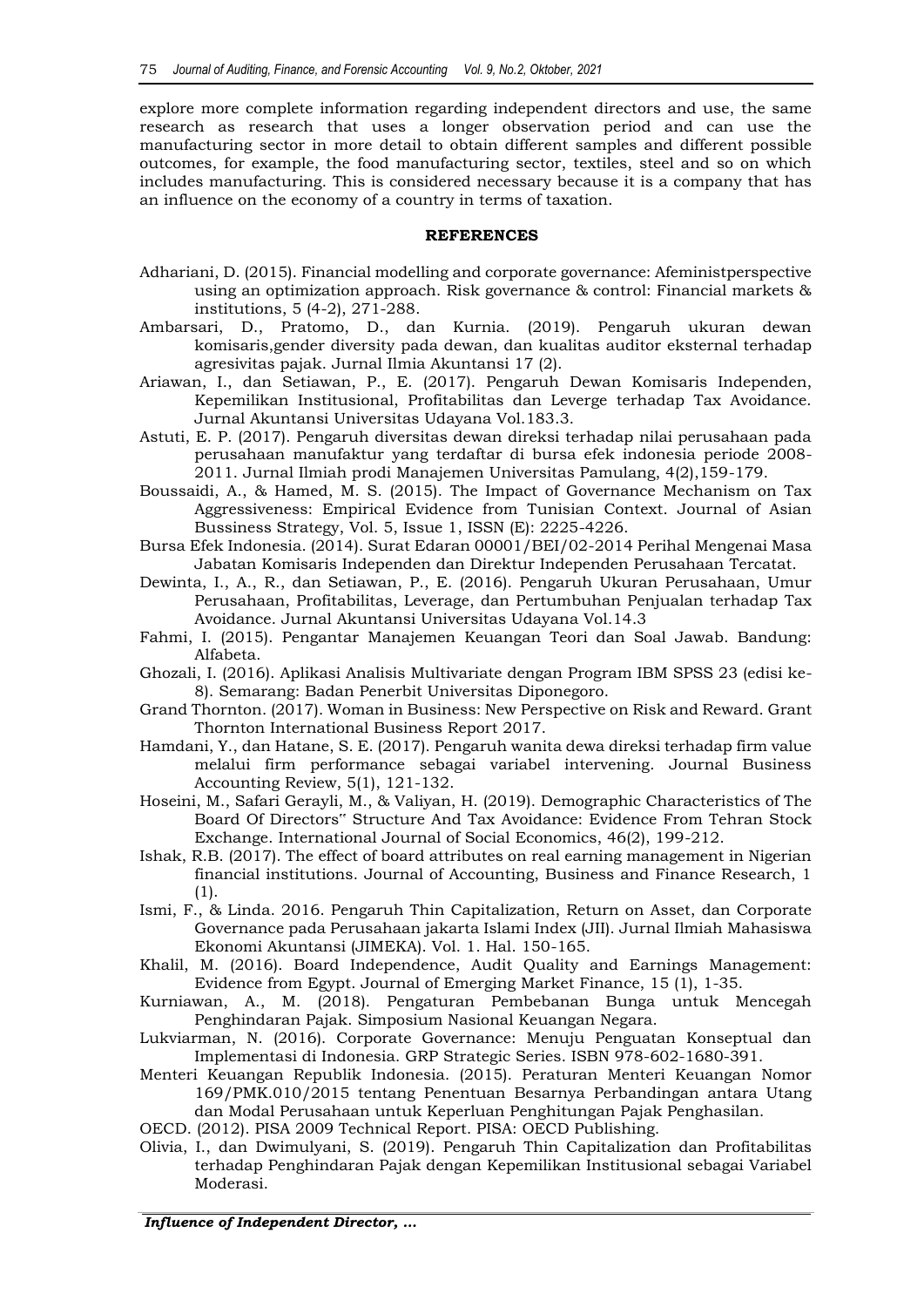explore more complete information regarding independent directors and use, the same research as research that uses a longer observation period and can use the manufacturing sector in more detail to obtain different samples and different possible outcomes, for example, the food manufacturing sector, textiles, steel and so on which includes manufacturing. This is considered necessary because it is a company that has an influence on the economy of a country in terms of taxation.

## REFERENCES

Adhariani, D. (2015). Financial modelling and corporate governance: Afeministperspective using an optimization approach. Risk governance & control: Financial markets & institutions, 5 (4-2), 271-288.

Ambarsari, D., Pratomo, D., dan Kurnia. (2019). Pengaruh ukuran dewan komisaris,gender diversity pada dewan, dan kualitas auditor eksternal terhadap agresivitas pajak. Jurnal Ilmia Akuntansi 17 (2).

Ariawan, I., dan Setiawan, P., E. (2017). Pengaruh Dewan Komisaris Independen, Kepemilikan Institusional, Profitabilitas dan Leverge terhadap Tax Avoidance. Jurnal Akuntansi Universitas Udayana Vol.183.3.

Astuti, E. P. (2017). Pengaruh diversitas dewan direksi terhadap nilai perusahaan pada perusahaan manufaktur yang terdaftar di bursa efek indonesia periode 2008-2011. Jurnal Ilmiah prodi Manajemen Universitas Pamulang, 4(2),159-179.

Boussaidi, A., & Hamed, M. S. (2015). The Impact of Governance Mechanism on Tax Aggressiveness: Empirical Evidence from Tunisian Context. Journal of Asian Bussiness Strategy, Vol. 5, Issue 1, ISSN (E): 2225-4226.

Bursa Efek Indonesia. (2014). Surat Edaran 00001/BEI/02-2014 Perihal Mengenai Masa Jabatan Komisaris Independen dan Direktur Independen Perusahaan Tercatat.

Dewinta, I., A., R., dan Setiawan, P., E. (2016). Pengaruh Ukuran Perusahaan, Umur Perusahaan, Profitabilitas, Leverage, dan Pertumbuhan Penjualan terhadap Tax Avoidance. Jurnal Akuntansi Universitas Udayana Vol.14.3

Fahmi, I. (2015). Pengantar Manajemen Keuangan Teori dan Soal Jawab. Bandung: Alfabeta.

Ghozali, I. (2016). Aplikasi Analisis Multivariate dengan Program IBM SPSS 23 (edisi ke-8). Semarang: Badan Penerbit Universitas Diponegoro.

Grand Thornton. (2017). Woman in Business: New Perspective on Risk and Reward. Grant Thornton International Business Report 2017.

Hamdani, Y., dan Hatane, S. E. (2017). Pengaruh wanita dewa direksi terhadap firm value melalui firm performance sebagai variabel intervening. Journal Business Accounting Review, 5(1), 121-132.

Hoseini, M., Safari Gerayli, M., & Valiyan, H. (2019). Demographic Characteristics of The Board Of Directors" Structure And Tax Avoidance: Evidence From Tehran Stock Exchange. International Journal of Social Economics, 46(2), 199-212.

Ishak, R.B. (2017). The effect of board attributes on real earning management in Nigerian financial institutions. Journal of Accounting, Business and Finance Research, 1 (1).

Ismi, F., & Linda. 2016. Pengaruh Thin Capitalization, Return on Asset, dan Corporate Governance pada Perusahaan jakarta Islami Index (JII). Jurnal Ilmiah Mahasiswa Ekonomi Akuntansi (JIMEKA). Vol. 1. Hal. 150-165.

Khalil, M. (2016). Board Independence, Audit Quality and Earnings Management: Evidence from Egypt. Journal of Emerging Market Finance, 15 (1), 1-35.

Kurniawan, A., M. (2018). Pengaturan Pembebanan Bunga untuk Mencegah Penghindaran Pajak. Simposium Nasional Keuangan Negara.

Lukviarman, N. (2016). Corporate Governance: Menuju Penguatan Konseptual dan Implementasi di Indonesia. GRP Strategic Series. ISBN 978-602-1680-391.

Menteri Keuangan Republik Indonesia. (2015). Peraturan Menteri Keuangan Nomor 169/PMK.010/2015 tentang Penentuan Besarnya Perbandingan antara Utang dan Modal Perusahaan untuk Keperluan Penghitungan Pajak Penghasilan.

OECD. (2012). PISA 2009 Technical Report. PISA: OECD Publishing.

Olivia, I., dan Dwimulyani, S. (2019). Pengaruh Thin Capitalization dan Profitabilitas terhadap Penghindaran Pajak dengan Kepemilikan Institusional sebagai Variabel Moderasi.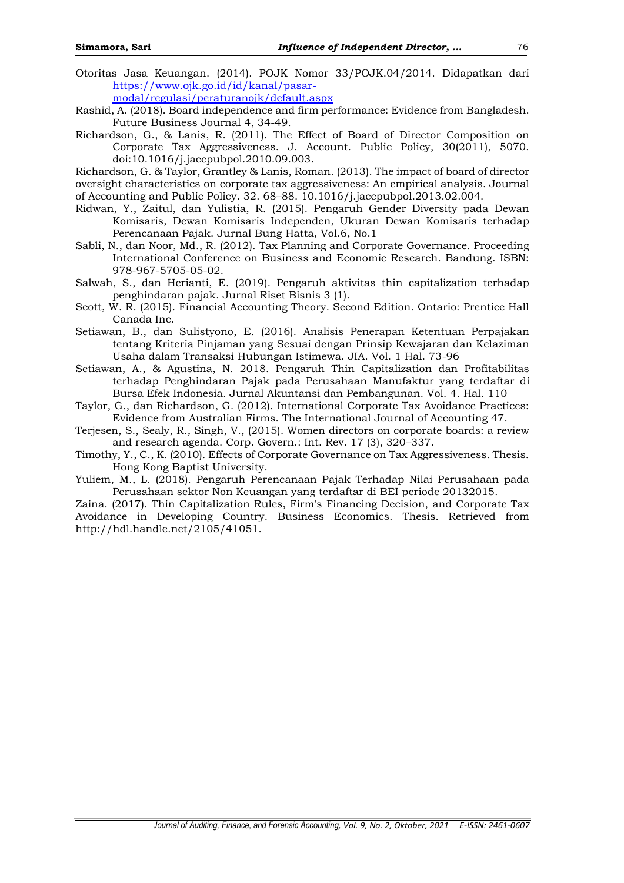Otoritas Jasa Keuangan. (2014). POJK Nomor 33/POJK.04/2014. Didapatkan dari https://www.ojk.go.id/id/kanal/pasar-modal/regulasi/peraturanojk/default.aspx

Rashid, A. (2018). Board independence and firm performance: Evidence from Bangladesh. Future Business Journal 4, 34-49.

Richardson, G., & Lanis, R. (2011). The Effect of Board of Director Composition on Corporate Tax Aggressiveness. J. Account. Public Policy, 30(2011), 5070. doi:10.1016/j.jaccpubpol.2010.09.003.

Richardson, G. & Taylor, Grantley & Lanis, Roman. (2013). The impact of board of director oversight characteristics on corporate tax aggressiveness: An empirical analysis. Journal of Accounting and Public Policy. 32. 68–88. 10.1016/j.jaccpubpol.2013.02.004.

Ridwan, Y., Zaitul, dan Yulistia, R. (2015). Pengaruh Gender Diversity pada Dewan Komisaris, Dewan Komisaris Independen, Ukuran Dewan Komisaris terhadap Perencanaan Pajak. Jurnal Bung Hatta, Vol.6, No.1

Sabli, N., dan Noor, Md., R. (2012). Tax Planning and Corporate Governance. Proceeding International Conference on Business and Economic Research. Bandung. ISBN: 978-967-5705-05-02.

Salwah, S., dan Herianti, E. (2019). Pengaruh aktivitas thin capitalization terhadap penghindaran pajak. Jurnal Riset Bisnis 3 (1).

Scott, W. R. (2015). Financial Accounting Theory. Second Edition. Ontario: Prentice Hall Canada Inc.

Setiawan, B., dan Sulistyono, E. (2016). Analisis Penerapan Ketentuan Perpajakan tentang Kriteria Pinjaman yang Sesuai dengan Prinsip Kewajaran dan Kelaziman Usaha dalam Transaksi Hubungan Istimewa. JIA. Vol. 1 Hal. 73-96

Setiawan, A., & Agustina, N. 2018. Pengaruh Thin Capitalization dan Profitabilitas terhadap Penghindaran Pajak pada Perusahaan Manufaktur yang terdaftar di Bursa Efek Indonesia. Jurnal Akuntansi dan Pembangunan. Vol. 4. Hal. 110

Taylor, G., dan Richardson, G. (2012). International Corporate Tax Avoidance Practices: Evidence from Australian Firms. The International Journal of Accounting 47.

Terjesen, S., Sealy, R., Singh, V., (2015). Women directors on corporate boards: a review and research agenda. Corp. Govern.: Int. Rev. 17 (3), 320–337.

Timothy, Y., C., K. (2010). Effects of Corporate Governance on Tax Aggressiveness. Thesis. Hong Kong Baptist University.

Yuliem, M., L. (2018). Pengaruh Perencanaan Pajak Terhadap Nilai Perusahaan pada Perusahaan sektor Non Keuangan yang terdaftar di BEI periode 20132015.

Zaina. (2017). Thin Capitalization Rules, Firm's Financing Decision, and Corporate Tax Avoidance in Developing Country. Business Economics. Thesis. Retrieved from http://hdl.handle.net/2105/41051.